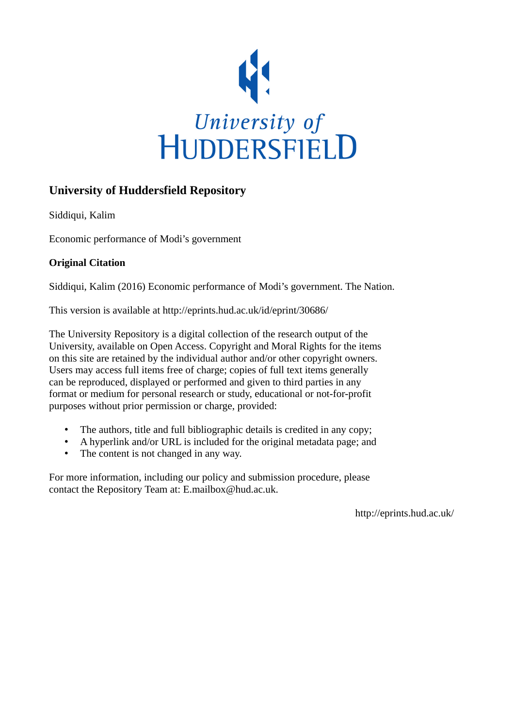University of
HUDDERSFIELD

## University of Huddersfield Repository

Siddiqui, Kalim

Economic performance of Modi's government

**Original Citation**

Siddiqui, Kalim (2016) Economic performance of Modi's government. The Nation.

This version is available at http://eprints.hud.ac.uk/id/eprint/30686/

The University Repository is a digital collection of the research output of the University, available on Open Access. Copyright and Moral Rights for the items on this site are retained by the individual author and/or other copyright owners. Users may access full items free of charge; copies of full text items generally can be reproduced, displayed or performed and given to third parties in any format or medium for personal research or study, educational or not-for-profit purposes without prior permission or charge, provided:

- The authors, title and full bibliographic details is credited in any copy;
- A hyperlink and/or URL is included for the original metadata page; and
- The content is not changed in any way.

For more information, including our policy and submission procedure, please contact the Repository Team at: E.mailbox@hud.ac.uk.

http://eprints.hud.ac.uk/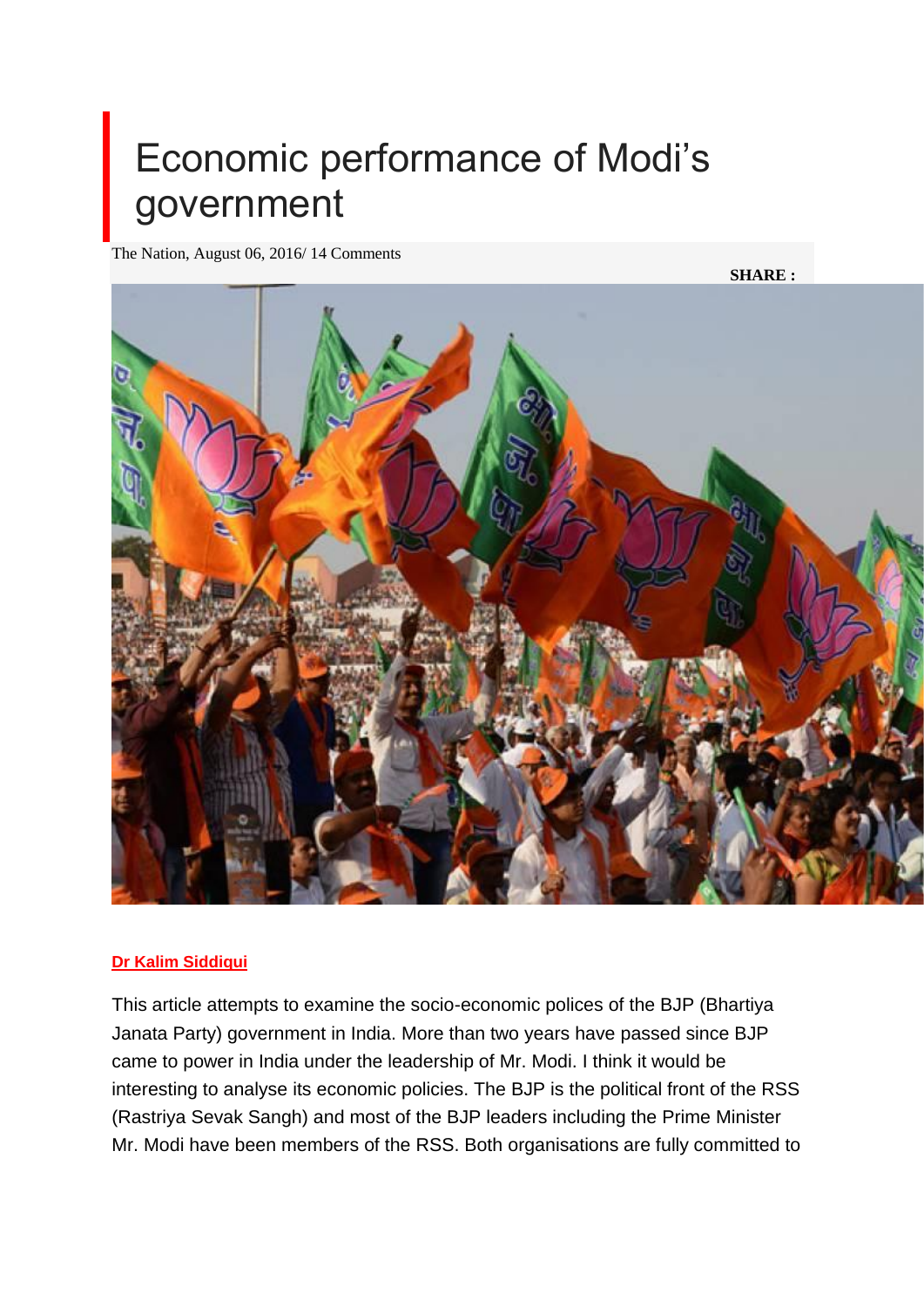# Economic performance of Modi's government

The Nation, August 06, 2016/ 14 Comments

**SHARE :**

**Dr Kalim Siddiqui**

This article attempts to examine the socio-economic polices of the BJP (Bhartiya Janata Party) government in India. More than two years have passed since BJP came to power in India under the leadership of Mr. Modi. I think it would be interesting to analyse its economic policies. The BJP is the political front of the RSS (Rastriya Sevak Sangh) and most of the BJP leaders including the Prime Minister Mr. Modi have been members of the RSS. Both organisations are fully committed to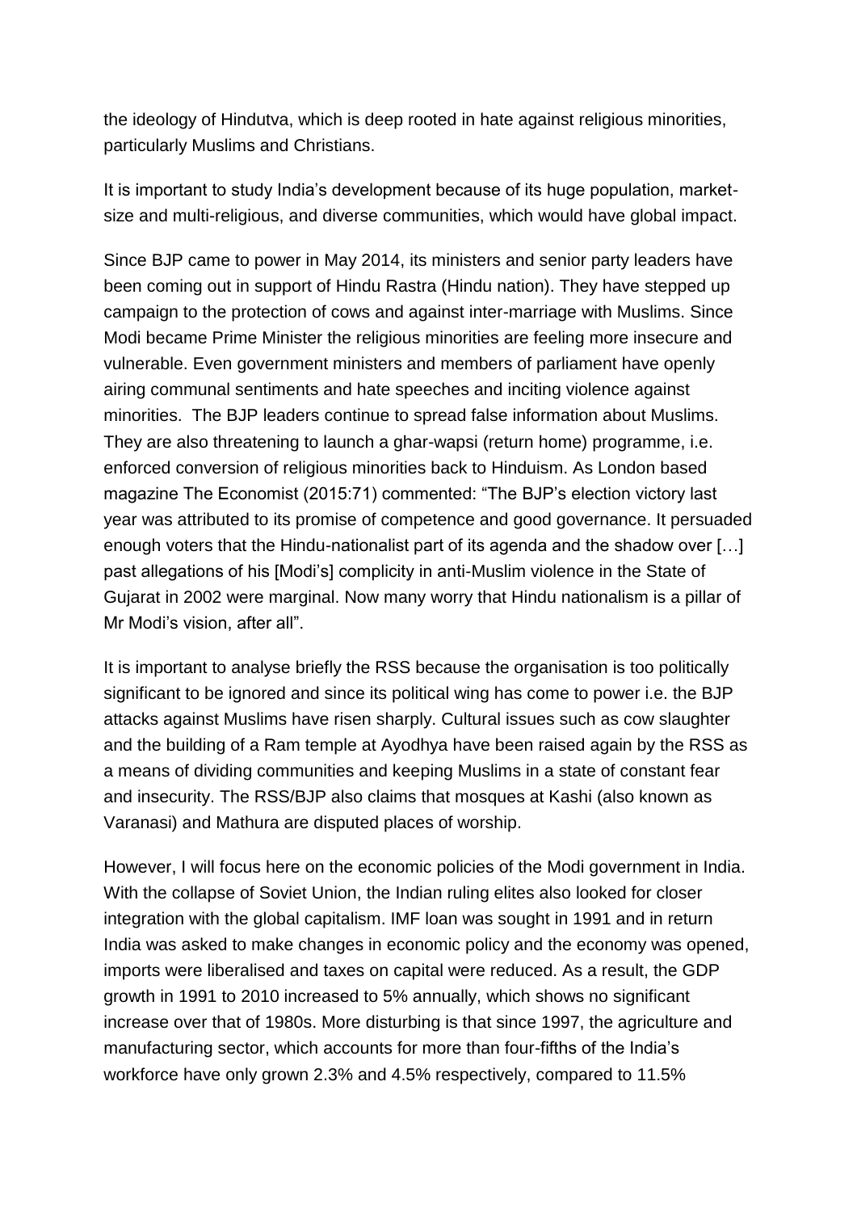the ideology of Hindutva, which is deep rooted in hate against religious minorities, particularly Muslims and Christians.

It is important to study India's development because of its huge population, market-size and multi-religious, and diverse communities, which would have global impact.

Since BJP came to power in May 2014, its ministers and senior party leaders have been coming out in support of Hindu Rastra (Hindu nation). They have stepped up campaign to the protection of cows and against inter-marriage with Muslims. Since Modi became Prime Minister the religious minorities are feeling more insecure and vulnerable. Even government ministers and members of parliament have openly airing communal sentiments and hate speeches and inciting violence against minorities. The BJP leaders continue to spread false information about Muslims. They are also threatening to launch a ghar-wapsi (return home) programme, i.e. enforced conversion of religious minorities back to Hinduism. As London based magazine The Economist (2015:71) commented: "The BJP's election victory last year was attributed to its promise of competence and good governance. It persuaded enough voters that the Hindu-nationalist part of its agenda and the shadow over […] past allegations of his [Modi's] complicity in anti-Muslim violence in the State of Gujarat in 2002 were marginal. Now many worry that Hindu nationalism is a pillar of Mr Modi's vision, after all".

It is important to analyse briefly the RSS because the organisation is too politically significant to be ignored and since its political wing has come to power i.e. the BJP attacks against Muslims have risen sharply. Cultural issues such as cow slaughter and the building of a Ram temple at Ayodhya have been raised again by the RSS as a means of dividing communities and keeping Muslims in a state of constant fear and insecurity. The RSS/BJP also claims that mosques at Kashi (also known as Varanasi) and Mathura are disputed places of worship.

However, I will focus here on the economic policies of the Modi government in India. With the collapse of Soviet Union, the Indian ruling elites also looked for closer integration with the global capitalism. IMF loan was sought in 1991 and in return India was asked to make changes in economic policy and the economy was opened, imports were liberalised and taxes on capital were reduced. As a result, the GDP growth in 1991 to 2010 increased to 5% annually, which shows no significant increase over that of 1980s. More disturbing is that since 1997, the agriculture and manufacturing sector, which accounts for more than four-fifths of the India's workforce have only grown 2.3% and 4.5% respectively, compared to 11.5%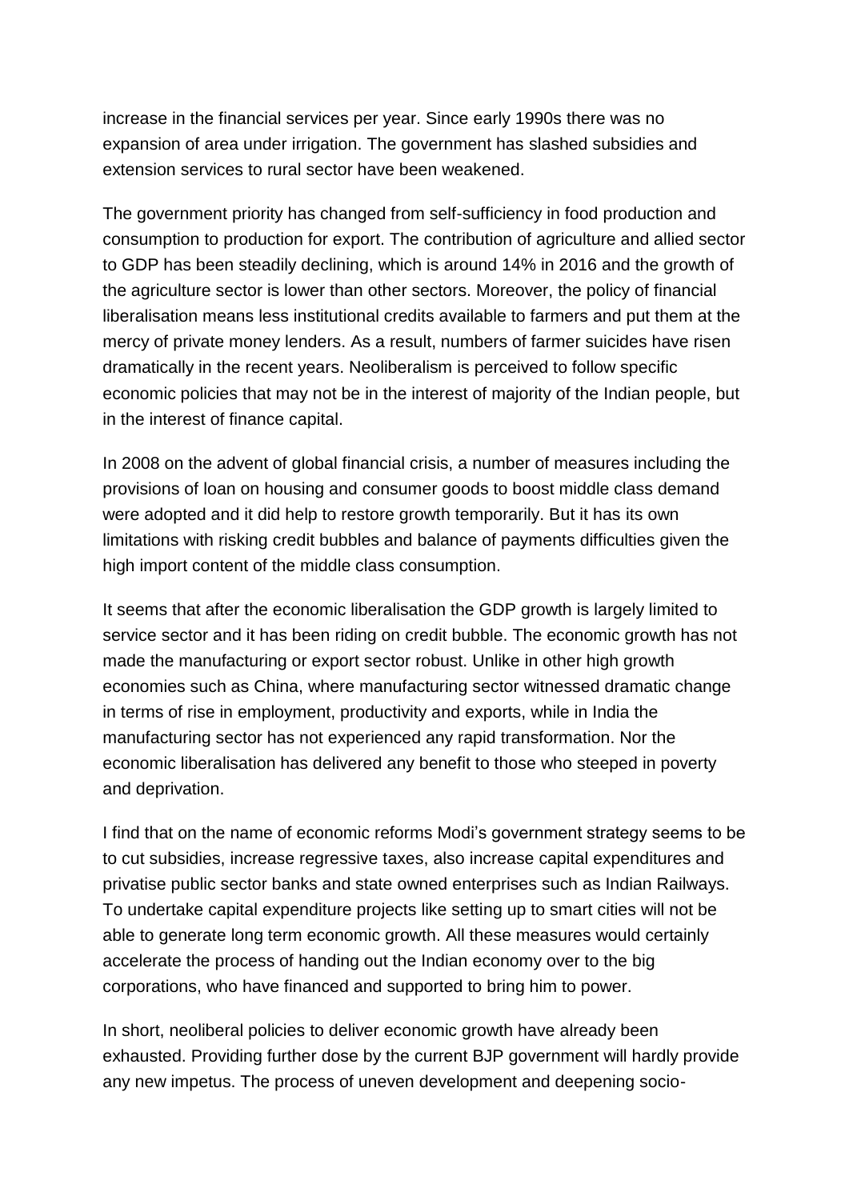increase in the financial services per year. Since early 1990s there was no expansion of area under irrigation. The government has slashed subsidies and extension services to rural sector have been weakened.

The government priority has changed from self-sufficiency in food production and consumption to production for export. The contribution of agriculture and allied sector to GDP has been steadily declining, which is around 14% in 2016 and the growth of the agriculture sector is lower than other sectors. Moreover, the policy of financial liberalisation means less institutional credits available to farmers and put them at the mercy of private money lenders. As a result, numbers of farmer suicides have risen dramatically in the recent years. Neoliberalism is perceived to follow specific economic policies that may not be in the interest of majority of the Indian people, but in the interest of finance capital.

In 2008 on the advent of global financial crisis, a number of measures including the provisions of loan on housing and consumer goods to boost middle class demand were adopted and it did help to restore growth temporarily. But it has its own limitations with risking credit bubbles and balance of payments difficulties given the high import content of the middle class consumption.

It seems that after the economic liberalisation the GDP growth is largely limited to service sector and it has been riding on credit bubble. The economic growth has not made the manufacturing or export sector robust. Unlike in other high growth economies such as China, where manufacturing sector witnessed dramatic change in terms of rise in employment, productivity and exports, while in India the manufacturing sector has not experienced any rapid transformation. Nor the economic liberalisation has delivered any benefit to those who steeped in poverty and deprivation.

I find that on the name of economic reforms Modi's government strategy seems to be to cut subsidies, increase regressive taxes, also increase capital expenditures and privatise public sector banks and state owned enterprises such as Indian Railways. To undertake capital expenditure projects like setting up to smart cities will not be able to generate long term economic growth. All these measures would certainly accelerate the process of handing out the Indian economy over to the big corporations, who have financed and supported to bring him to power.

In short, neoliberal policies to deliver economic growth have already been exhausted. Providing further dose by the current BJP government will hardly provide any new impetus. The process of uneven development and deepening socio-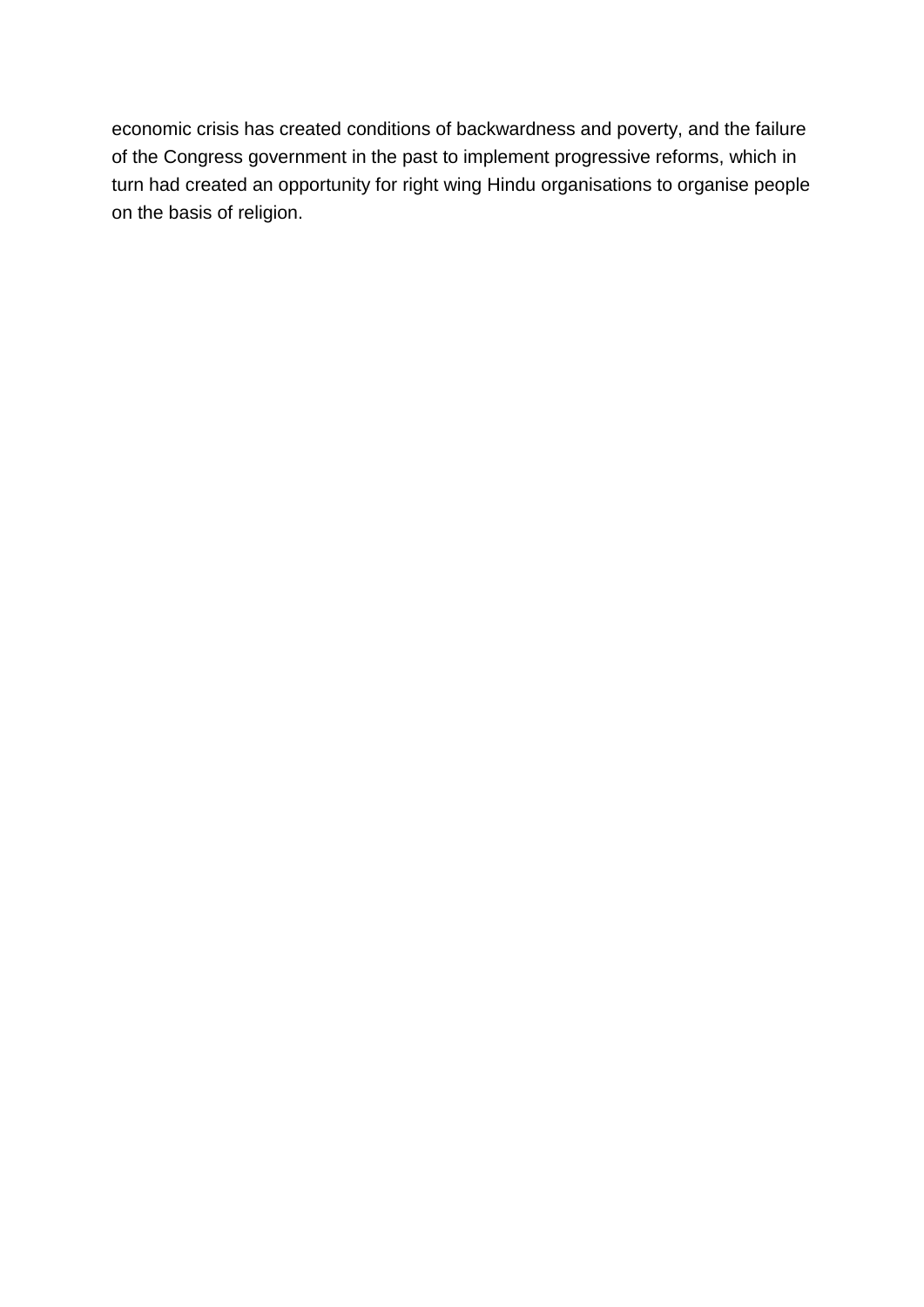economic crisis has created conditions of backwardness and poverty, and the failure of the Congress government in the past to implement progressive reforms, which in turn had created an opportunity for right wing Hindu organisations to organise people on the basis of religion.